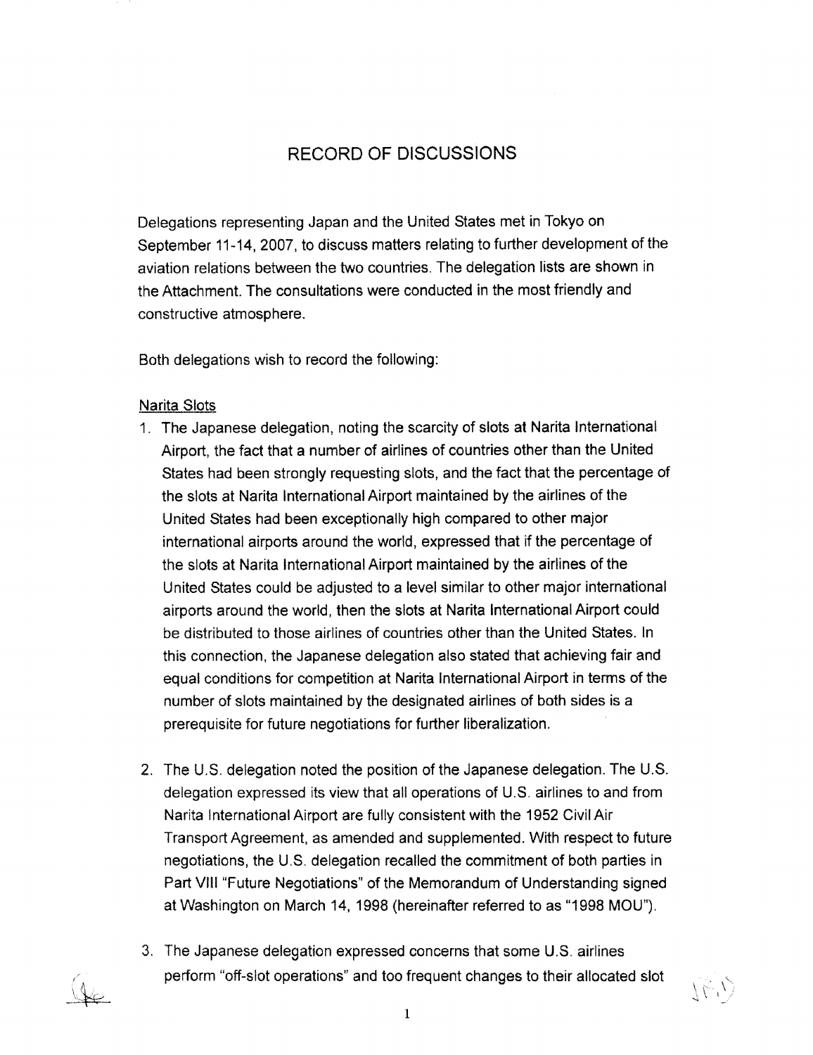# RECORD OF DISCUSSIONS

Delegations representing Japan and the United States met in Tokyo on September 11-14, 2007, to discuss matters relating to further development of the aviation relations between the two countries. The delegation lists are shown in the Attachment. The consultations were conducted in the most friendly and constructive atmosphere.

Both delegations wish to record the following:

Narita Slots

1. The Japanese delegation, noting the scarcity of slots at Narita International Airport, the fact that a number of airlines of countries other than the United States had been strongly requesting slots, and the fact that the percentage of the slots at Narita International Airport maintained by the airlines of the United States had been exceptionally high compared to other major international airports around the world, expressed that if the percentage of the slots at Narita International Airport maintained by the airlines of the United States could be adjusted to a level similar to other major international airports around the world, then the slots at Narita International Airport could be distributed to those airlines of countries other than the United States. In this connection, the Japanese delegation also stated that achieving fair and equal conditions for competition at Narita International Airport in terms of the number of slots maintained by the designated airlines of both sides is a prerequisite for future negotiations for further liberalization.

2. The U.S. delegation noted the position of the Japanese delegation. The U.S. delegation expressed its view that all operations of U.S. airlines to and from Narita International Airport are fully consistent with the 1952 Civil Air Transport Agreement, as amended and supplemented. With respect to future negotiations, the U.S. delegation recalled the commitment of both parties in Part VIII "Future Negotiations" of the Memorandum of Understanding signed at Washington on March 14, 1998 (hereinafter referred to as "1998 MOU").

3. The Japanese delegation expressed concerns that some U.S. airlines perform "off-slot operations" and too frequent changes to their allocated slot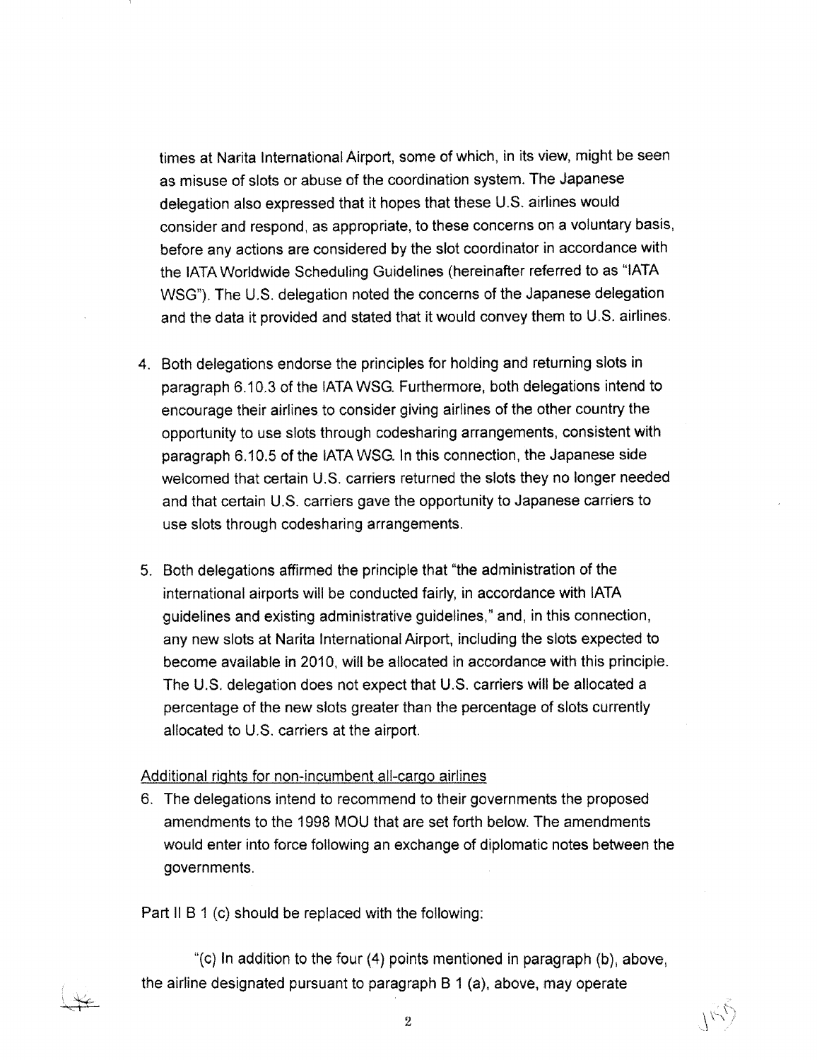times at Narita International Airport, some of which, in its view, might be seen as misuse of slots or abuse of the coordination system. The Japanese delegation also expressed that it hopes that these U.S. airlines would consider and respond, as appropriate, to these concerns on a voluntary basis, before any actions are considered by the slot coordinator in accordance with the IATA Worldwide Scheduling Guidelines (hereinafter referred to as "IATA WSG"). The U.S. delegation noted the concerns of the Japanese delegation and the data it provided and stated that it would convey them to U.S. airlines.

4. Both delegations endorse the principles for holding and returning slots in paragraph 6.10.3 of the IATA WSG. Furthermore, both delegations intend to encourage their airlines to consider giving airlines of the other country the opportunity to use slots through codesharing arrangements, consistent with paragraph 6.10.5 of the IATA WSG. In this connection, the Japanese side welcomed that certain U.S. carriers returned the slots they no longer needed and that certain U.S. carriers gave the opportunity to Japanese carriers to use slots through codesharing arrangements.

5. Both delegations affirmed the principle that "the administration of the international airports will be conducted fairly, in accordance with IATA guidelines and existing administrative guidelines," and, in this connection, any new slots at Narita International Airport, including the slots expected to become available in 2010, will be allocated in accordance with this principle. The U.S. delegation does not expect that U.S. carriers will be allocated a percentage of the new slots greater than the percentage of slots currently allocated to U.S. carriers at the airport.

Additional rights for non-incumbent all-cargo airlines

6. The delegations intend to recommend to their governments the proposed amendments to the 1998 MOU that are set forth below. The amendments would enter into force following an exchange of diplomatic notes between the governments.

Part II B 1 (c) should be replaced with the following:

"(c) In addition to the four (4) points mentioned in paragraph (b), above, the airline designated pursuant to paragraph B 1 (a), above, may operate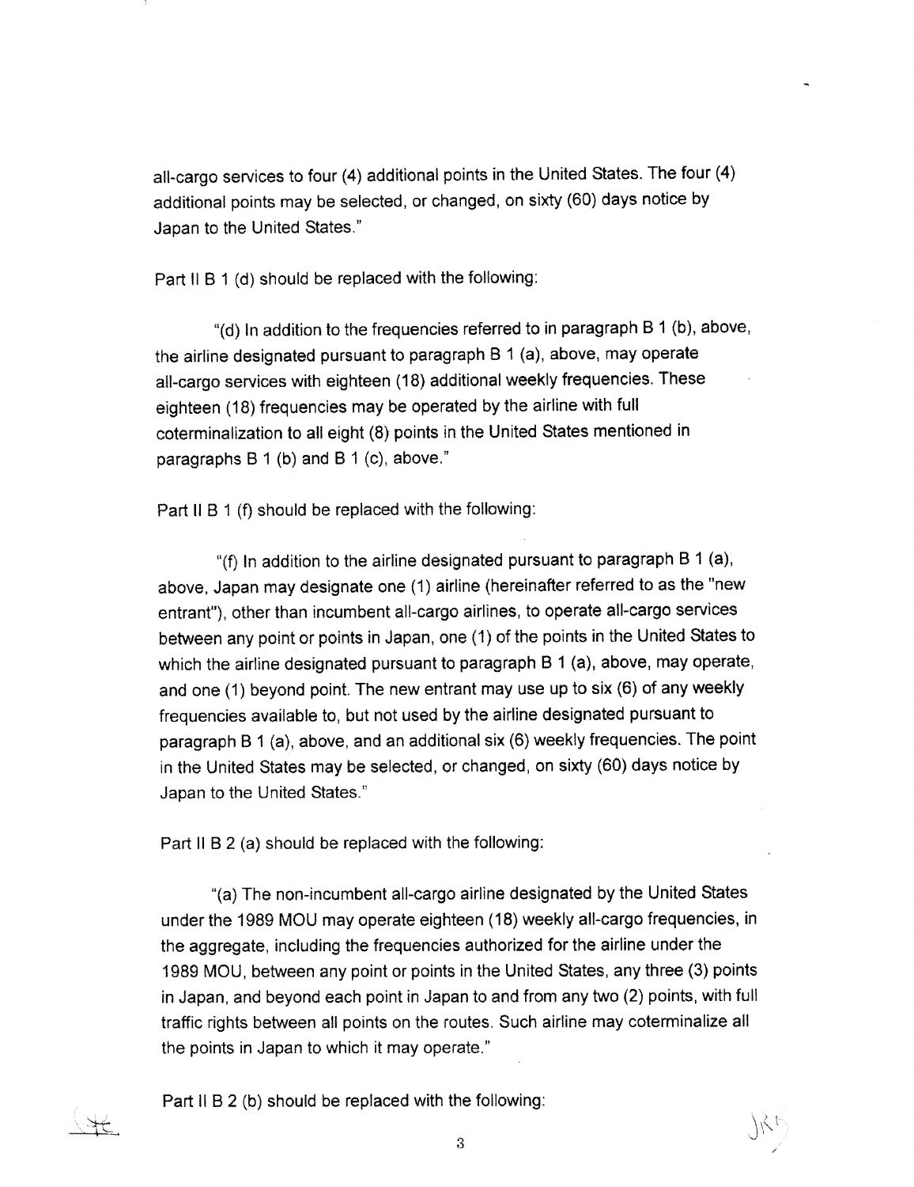all-cargo services to four (4) additional points in the United States. The four (4) additional points may be selected, or changed, on sixty (60) days notice by Japan to the United States."

Part II B 1 (d) should be replaced with the following:

"(d) In addition to the frequencies referred to in paragraph B 1 (b), above, the airline designated pursuant to paragraph B 1 (a), above, may operate all-cargo services with eighteen (18) additional weekly frequencies. These eighteen (18) frequencies may be operated by the airline with full coterminalization to all eight (8) points in the United States mentioned in paragraphs B 1 (b) and B 1 (c), above."

Part II B 1 (f) should be replaced with the following:

"(f) In addition to the airline designated pursuant to paragraph B 1 (a), above, Japan may designate one (1) airline (hereinafter referred to as the "new entrant"), other than incumbent all-cargo airlines, to operate all-cargo services between any point or points in Japan, one (1) of the points in the United States to which the airline designated pursuant to paragraph B 1 (a), above, may operate, and one (1) beyond point. The new entrant may use up to six (6) of any weekly frequencies available to, but not used by the airline designated pursuant to paragraph B 1 (a), above, and an additional six (6) weekly frequencies. The point in the United States may be selected, or changed, on sixty (60) days notice by Japan to the United States."

Part II B 2 (a) should be replaced with the following:

"(a) The non-incumbent all-cargo airline designated by the United States under the 1989 MOU may operate eighteen (18) weekly all-cargo frequencies, in the aggregate, including the frequencies authorized for the airline under the 1989 MOU, between any point or points in the United States, any three (3) points in Japan, and beyond each point in Japan to and from any two (2) points, with full traffic rights between all points on the routes. Such airline may coterminalize all the points in Japan to which it may operate."

Part II B 2 (b) should be replaced with the following: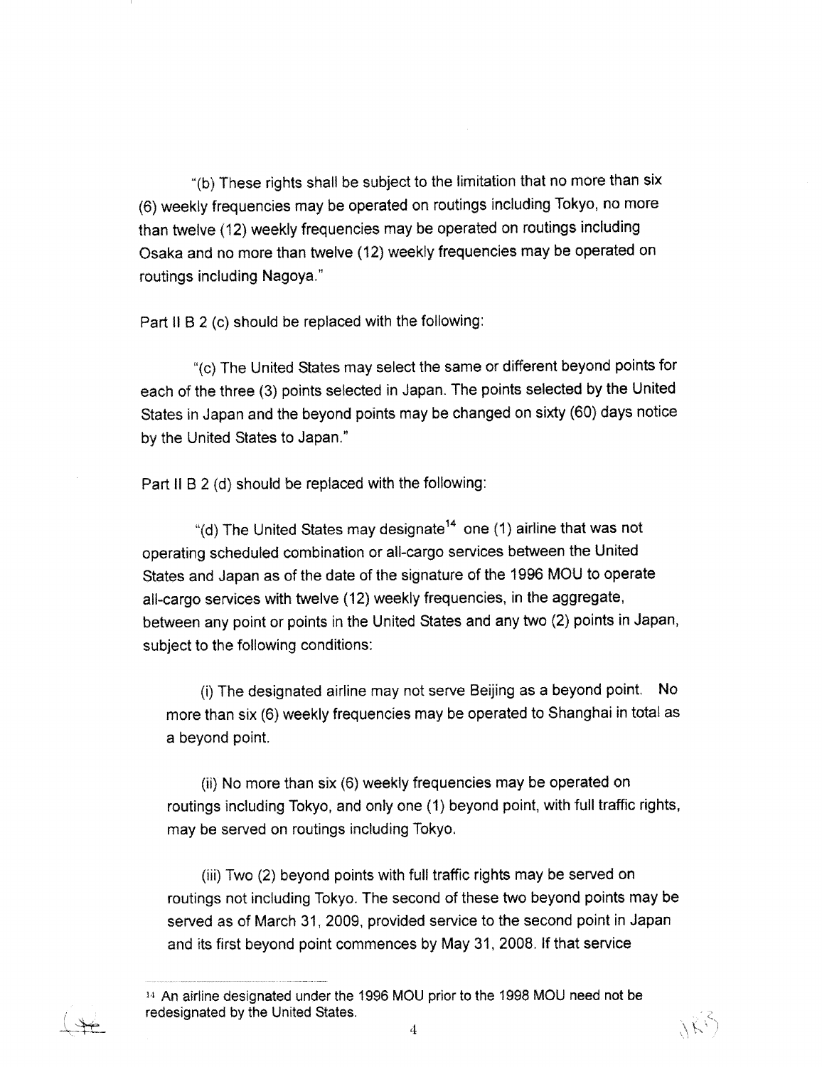"(b) These rights shall be subject to the limitation that no more than six (6) weekly frequencies may be operated on routings including Tokyo, no more than twelve (12) weekly frequencies may be operated on routings including Osaka and no more than twelve (12) weekly frequencies may be operated on routings including Nagoya."

Part II B 2 (c) should be replaced with the following:

"(c) The United States may select the same or different beyond points for each of the three (3) points selected in Japan. The points selected by the United States in Japan and the beyond points may be changed on sixty (60) days notice by the United States to Japan."

Part II B 2 (d) should be replaced with the following:

"(d) The United States may designate[14] one (1) airline that was not operating scheduled combination or all-cargo services between the United States and Japan as of the date of the signature of the 1996 MOU to operate all-cargo services with twelve (12) weekly frequencies, in the aggregate, between any point or points in the United States and any two (2) points in Japan, subject to the following conditions:

(i) The designated airline may not serve Beijing as a beyond point. No more than six (6) weekly frequencies may be operated to Shanghai in total as a beyond point.

(ii) No more than six (6) weekly frequencies may be operated on routings including Tokyo, and only one (1) beyond point, with full traffic rights, may be served on routings including Tokyo.

(iii) Two (2) beyond points with full traffic rights may be served on routings not including Tokyo. The second of these two beyond points may be served as of March 31, 2009, provided service to the second point in Japan and its first beyond point commences by May 31, 2008. If that service

[14] An airline designated under the 1996 MOU prior to the 1998 MOU need not be redesignated by the United States.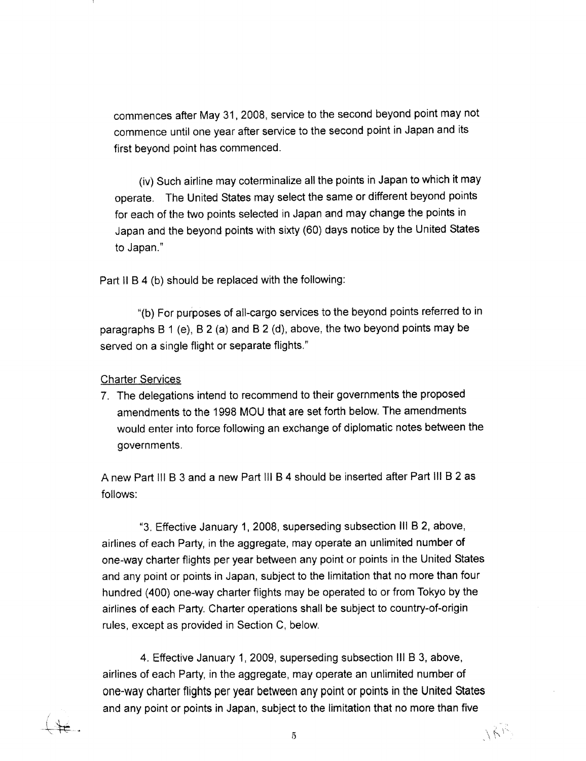commences after May 31, 2008, service to the second beyond point may not commence until one year after service to the second point in Japan and its first beyond point has commenced.

(iv) Such airline may coterminalize all the points in Japan to which it may operate. The United States may select the same or different beyond points for each of the two points selected in Japan and may change the points in Japan and the beyond points with sixty (60) days notice by the United States to Japan."

Part II B 4 (b) should be replaced with the following:

"(b) For purposes of all-cargo services to the beyond points referred to in paragraphs B 1 (e), B 2 (a) and B 2 (d), above, the two beyond points may be served on a single flight or separate flights."

Charter Services

7. The delegations intend to recommend to their governments the proposed amendments to the 1998 MOU that are set forth below. The amendments would enter into force following an exchange of diplomatic notes between the governments.

A new Part III B 3 and a new Part III B 4 should be inserted after Part III B 2 as follows:

"3. Effective January 1, 2008, superseding subsection III B 2, above, airlines of each Party, in the aggregate, may operate an unlimited number of one-way charter flights per year between any point or points in the United States and any point or points in Japan, subject to the limitation that no more than four hundred (400) one-way charter flights may be operated to or from Tokyo by the airlines of each Party. Charter operations shall be subject to country-of-origin rules, except as provided in Section C, below.

4. Effective January 1, 2009, superseding subsection III B 3, above, airlines of each Party, in the aggregate, may operate an unlimited number of one-way charter flights per year between any point or points in the United States and any point or points in Japan, subject to the limitation that no more than five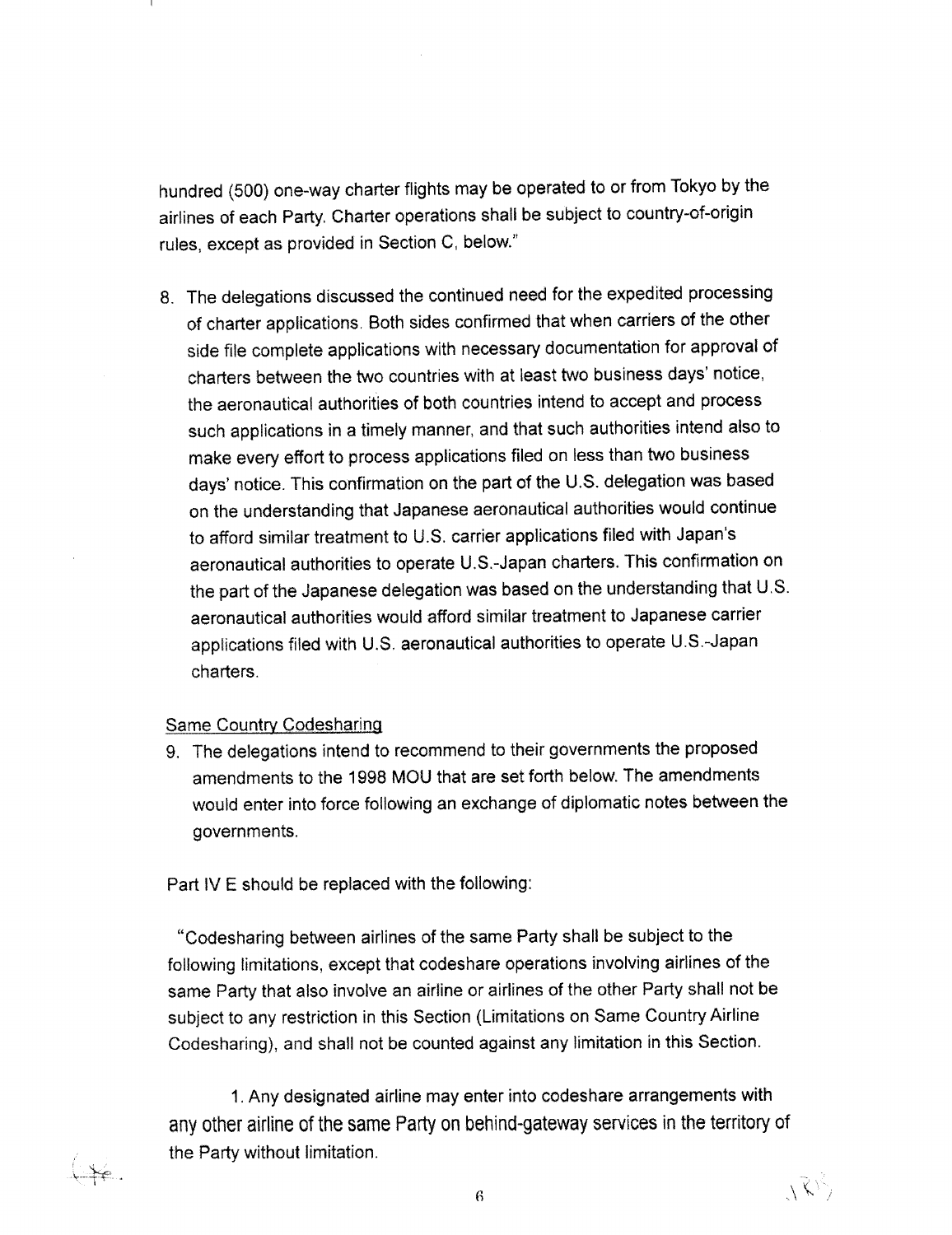hundred (500) one-way charter flights may be operated to or from Tokyo by the airlines of each Party. Charter operations shall be subject to country-of-origin rules, except as provided in Section C, below."

8. The delegations discussed the continued need for the expedited processing of charter applications. Both sides confirmed that when carriers of the other side file complete applications with necessary documentation for approval of charters between the two countries with at least two business days' notice, the aeronautical authorities of both countries intend to accept and process such applications in a timely manner, and that such authorities intend also to make every effort to process applications filed on less than two business days' notice. This confirmation on the part of the U.S. delegation was based on the understanding that Japanese aeronautical authorities would continue to afford similar treatment to U.S. carrier applications filed with Japan's aeronautical authorities to operate U.S.-Japan charters. This confirmation on the part of the Japanese delegation was based on the understanding that U.S. aeronautical authorities would afford similar treatment to Japanese carrier applications filed with U.S. aeronautical authorities to operate U.S.-Japan charters.

Same Country Codesharing

9. The delegations intend to recommend to their governments the proposed amendments to the 1998 MOU that are set forth below. The amendments would enter into force following an exchange of diplomatic notes between the governments.

Part IV E should be replaced with the following:

"Codesharing between airlines of the same Party shall be subject to the following limitations, except that codeshare operations involving airlines of the same Party that also involve an airline or airlines of the other Party shall not be subject to any restriction in this Section (Limitations on Same Country Airline Codesharing), and shall not be counted against any limitation in this Section.

1. Any designated airline may enter into codeshare arrangements with any other airline of the same Party on behind-gateway services in the territory of the Party without limitation.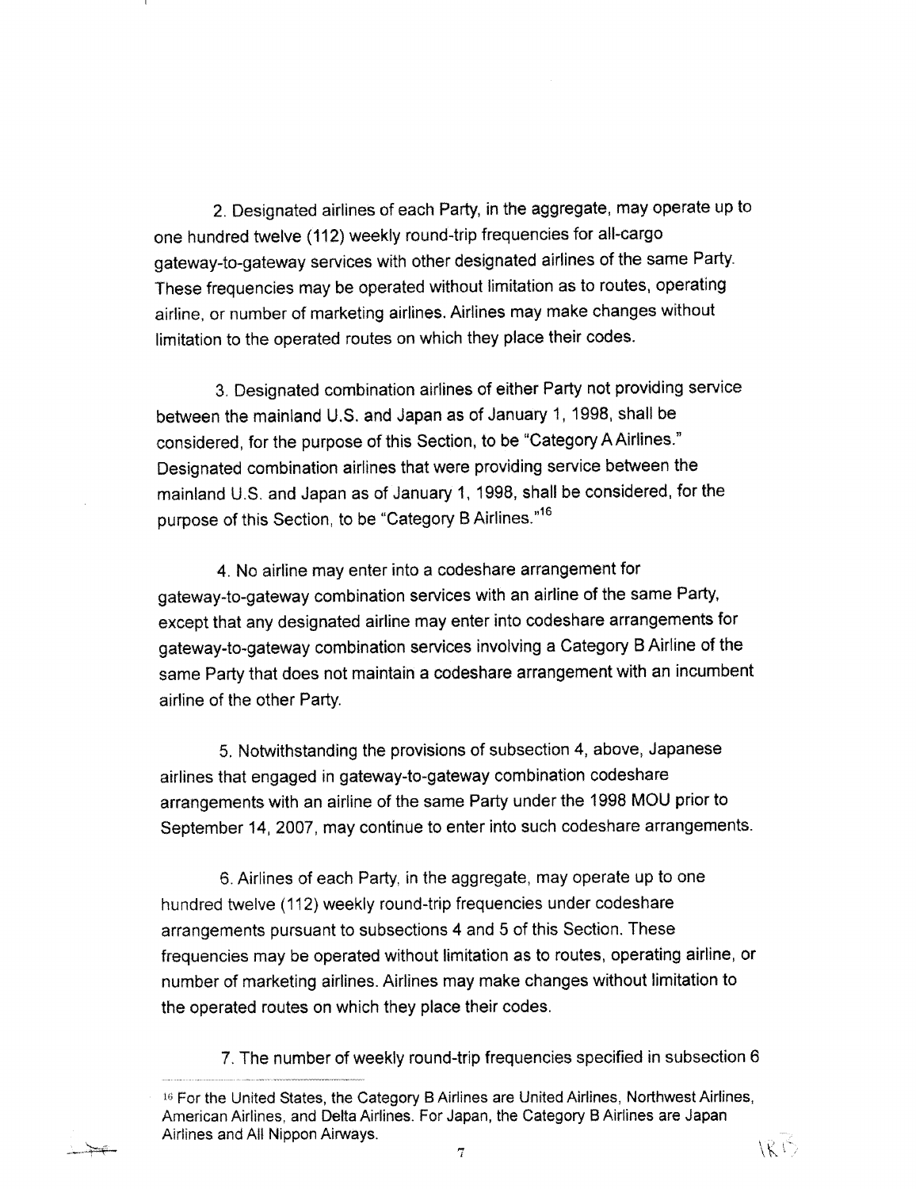2. Designated airlines of each Party, in the aggregate, may operate up to one hundred twelve (112) weekly round-trip frequencies for all-cargo gateway-to-gateway services with other designated airlines of the same Party. These frequencies may be operated without limitation as to routes, operating airline, or number of marketing airlines. Airlines may make changes without limitation to the operated routes on which they place their codes.

3. Designated combination airlines of either Party not providing service between the mainland U.S. and Japan as of January 1, 1998, shall be considered, for the purpose of this Section, to be "Category A Airlines." Designated combination airlines that were providing service between the mainland U.S. and Japan as of January 1, 1998, shall be considered, for the purpose of this Section, to be "Category B Airlines."[16]

4. No airline may enter into a codeshare arrangement for gateway-to-gateway combination services with an airline of the same Party, except that any designated airline may enter into codeshare arrangements for gateway-to-gateway combination services involving a Category B Airline of the same Party that does not maintain a codeshare arrangement with an incumbent airline of the other Party.

5. Notwithstanding the provisions of subsection 4, above, Japanese airlines that engaged in gateway-to-gateway combination codeshare arrangements with an airline of the same Party under the 1998 MOU prior to September 14, 2007, may continue to enter into such codeshare arrangements.

6. Airlines of each Party, in the aggregate, may operate up to one hundred twelve (112) weekly round-trip frequencies under codeshare arrangements pursuant to subsections 4 and 5 of this Section. These frequencies may be operated without limitation as to routes, operating airline, or number of marketing airlines. Airlines may make changes without limitation to the operated routes on which they place their codes.

7. The number of weekly round-trip frequencies specified in subsection 6

---

[16] For the United States, the Category B Airlines are United Airlines, Northwest Airlines, American Airlines, and Delta Airlines. For Japan, the Category B Airlines are Japan Airlines and All Nippon Airways.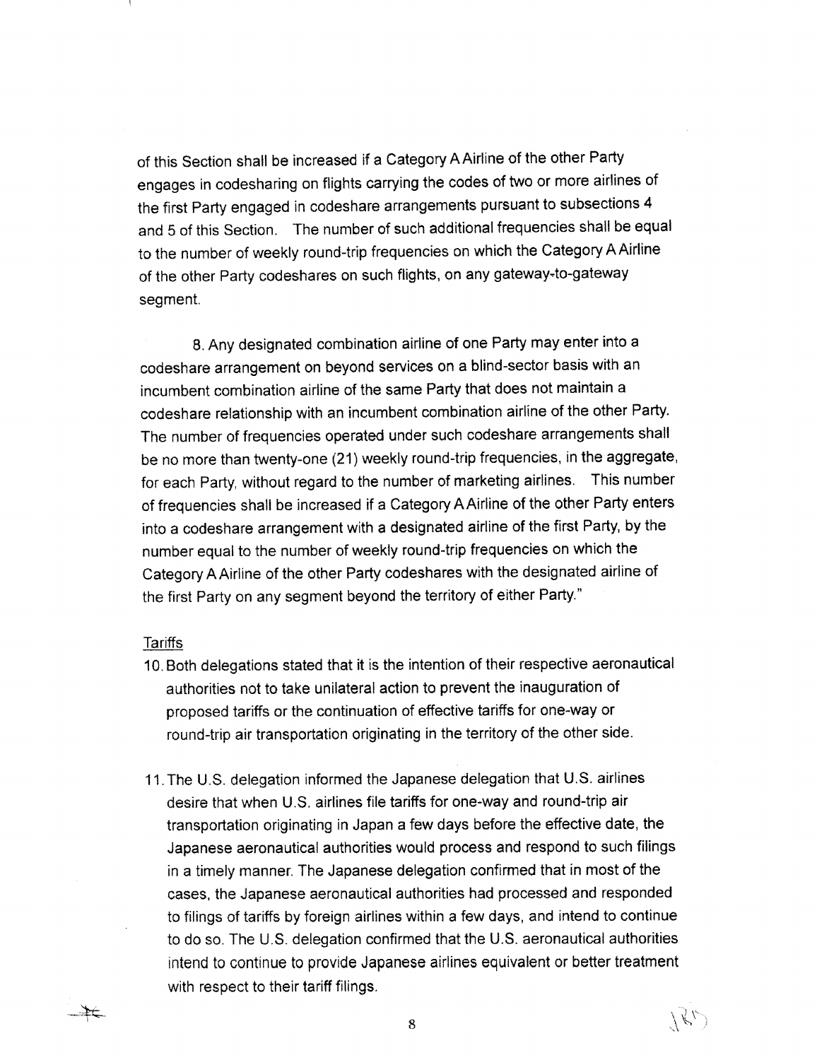of this Section shall be increased if a Category A Airline of the other Party engages in codesharing on flights carrying the codes of two or more airlines of the first Party engaged in codeshare arrangements pursuant to subsections 4 and 5 of this Section. The number of such additional frequencies shall be equal to the number of weekly round-trip frequencies on which the Category A Airline of the other Party codeshares on such flights, on any gateway-to-gateway segment.

8. Any designated combination airline of one Party may enter into a codeshare arrangement on beyond services on a blind-sector basis with an incumbent combination airline of the same Party that does not maintain a codeshare relationship with an incumbent combination airline of the other Party. The number of frequencies operated under such codeshare arrangements shall be no more than twenty-one (21) weekly round-trip frequencies, in the aggregate, for each Party, without regard to the number of marketing airlines. This number of frequencies shall be increased if a Category A Airline of the other Party enters into a codeshare arrangement with a designated airline of the first Party, by the number equal to the number of weekly round-trip frequencies on which the Category A Airline of the other Party codeshares with the designated airline of the first Party on any segment beyond the territory of either Party."

Tariffs

10. Both delegations stated that it is the intention of their respective aeronautical authorities not to take unilateral action to prevent the inauguration of proposed tariffs or the continuation of effective tariffs for one-way or round-trip air transportation originating in the territory of the other side.

11. The U.S. delegation informed the Japanese delegation that U.S. airlines desire that when U.S. airlines file tariffs for one-way and round-trip air transportation originating in Japan a few days before the effective date, the Japanese aeronautical authorities would process and respond to such filings in a timely manner. The Japanese delegation confirmed that in most of the cases, the Japanese aeronautical authorities had processed and responded to filings of tariffs by foreign airlines within a few days, and intend to continue to do so. The U.S. delegation confirmed that the U.S. aeronautical authorities intend to continue to provide Japanese airlines equivalent or better treatment with respect to their tariff filings.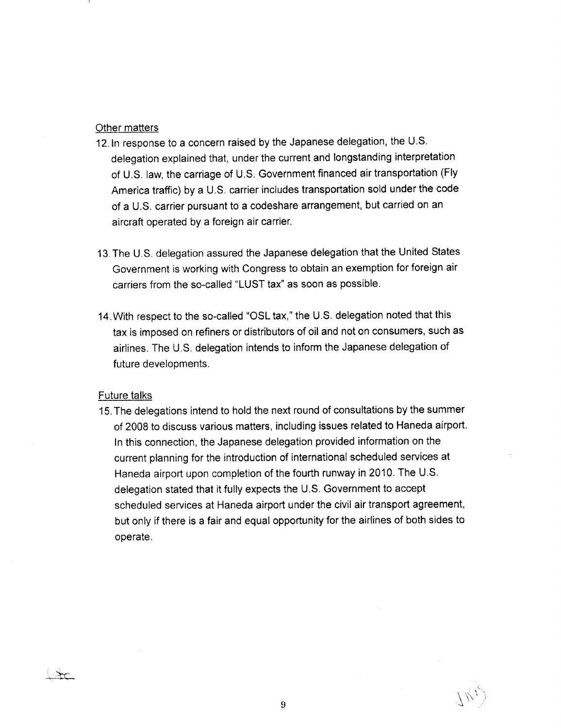Other matters

12. In response to a concern raised by the Japanese delegation, the U.S. delegation explained that, under the current and longstanding interpretation of U.S. law, the carriage of U.S. Government financed air transportation (Fly America traffic) by a U.S. carrier includes transportation sold under the code of a U.S. carrier pursuant to a codeshare arrangement, but carried on an aircraft operated by a foreign air carrier.

13. The U.S. delegation assured the Japanese delegation that the United States Government is working with Congress to obtain an exemption for foreign air carriers from the so-called "LUST tax" as soon as possible.

14. With respect to the so-called "OSL tax," the U.S. delegation noted that this tax is imposed on refiners or distributors of oil and not on consumers, such as airlines. The U.S. delegation intends to inform the Japanese delegation of future developments.

Future talks

15. The delegations intend to hold the next round of consultations by the summer of 2008 to discuss various matters, including issues related to Haneda airport. In this connection, the Japanese delegation provided information on the current planning for the introduction of international scheduled services at Haneda airport upon completion of the fourth runway in 2010. The U.S. delegation stated that it fully expects the U.S. Government to accept scheduled services at Haneda airport under the civil air transport agreement, but only if there is a fair and equal opportunity for the airlines of both sides to operate.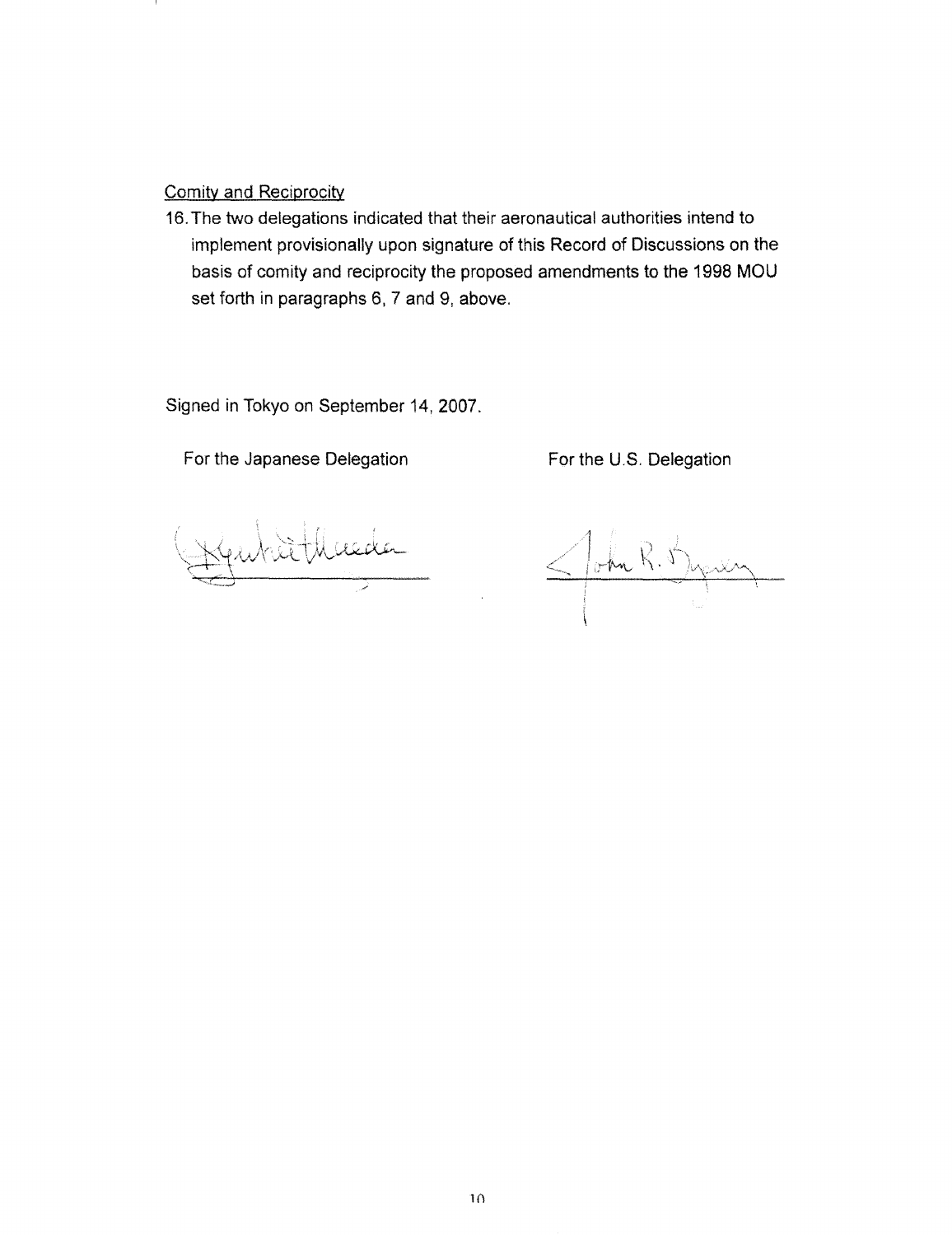<u>Comity and Reciprocity</u>

16. The two delegations indicated that their aeronautical authorities intend to implement provisionally upon signature of this Record of Discussions on the basis of comity and reciprocity the proposed amendments to the 1998 MOU set forth in paragraphs 6, 7 and 9, above.

Signed in Tokyo on September 14, 2007.

| For the Japanese Delegation | For the U.S. Delegation |
| --- | --- |
| [signature] | [signature] John R. Byerly |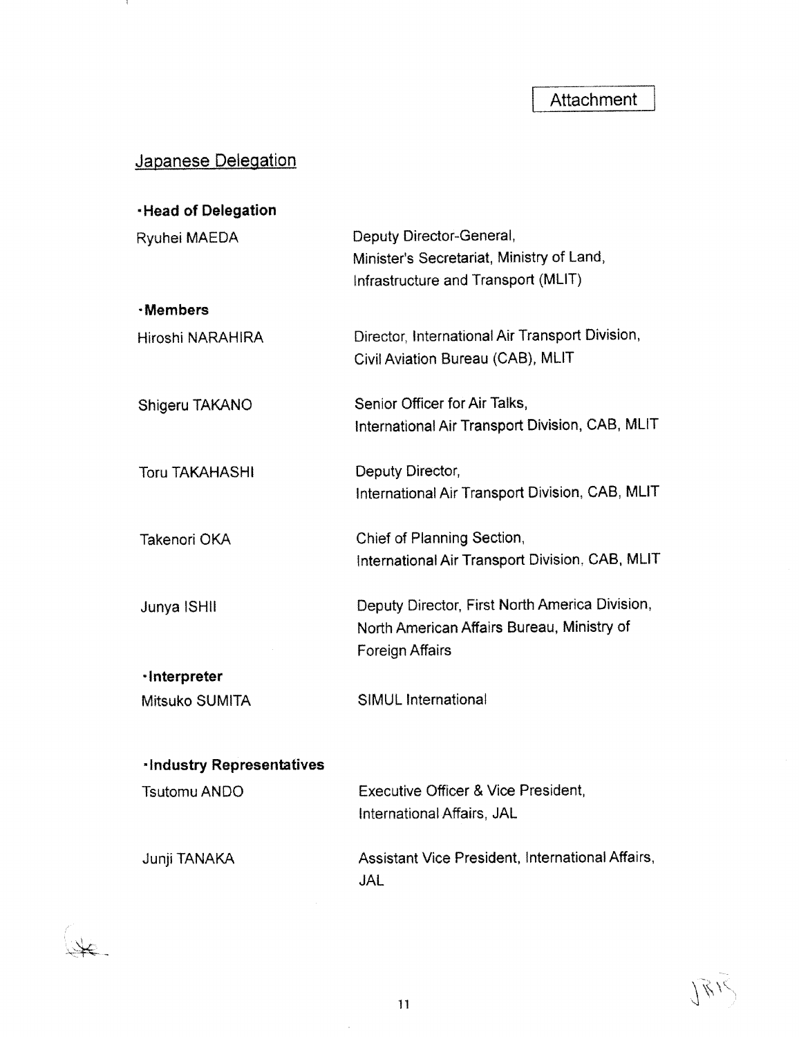Attachment

## Japanese Delegation

**·Head of Delegation**

| | |
|---|---|
| Ryuhei MAEDA | Deputy Director-General, Minister's Secretariat, Ministry of Land, Infrastructure and Transport (MLIT) |

**·Members**

| | |
|---|---|
| Hiroshi NARAHIRA | Director, International Air Transport Division, Civil Aviation Bureau (CAB), MLIT |
| Shigeru TAKANO | Senior Officer for Air Talks, International Air Transport Division, CAB, MLIT |
| Toru TAKAHASHI | Deputy Director, International Air Transport Division, CAB, MLIT |
| Takenori OKA | Chief of Planning Section, International Air Transport Division, CAB, MLIT |
| Junya ISHII | Deputy Director, First North America Division, North American Affairs Bureau, Ministry of Foreign Affairs |

**·Interpreter**

| | |
|---|---|
| Mitsuko SUMITA | SIMUL International |

**·Industry Representatives**

| | |
|---|---|
| Tsutomu ANDO | Executive Officer & Vice President, International Affairs, JAL |
| Junji TANAKA | Assistant Vice President, International Affairs, JAL |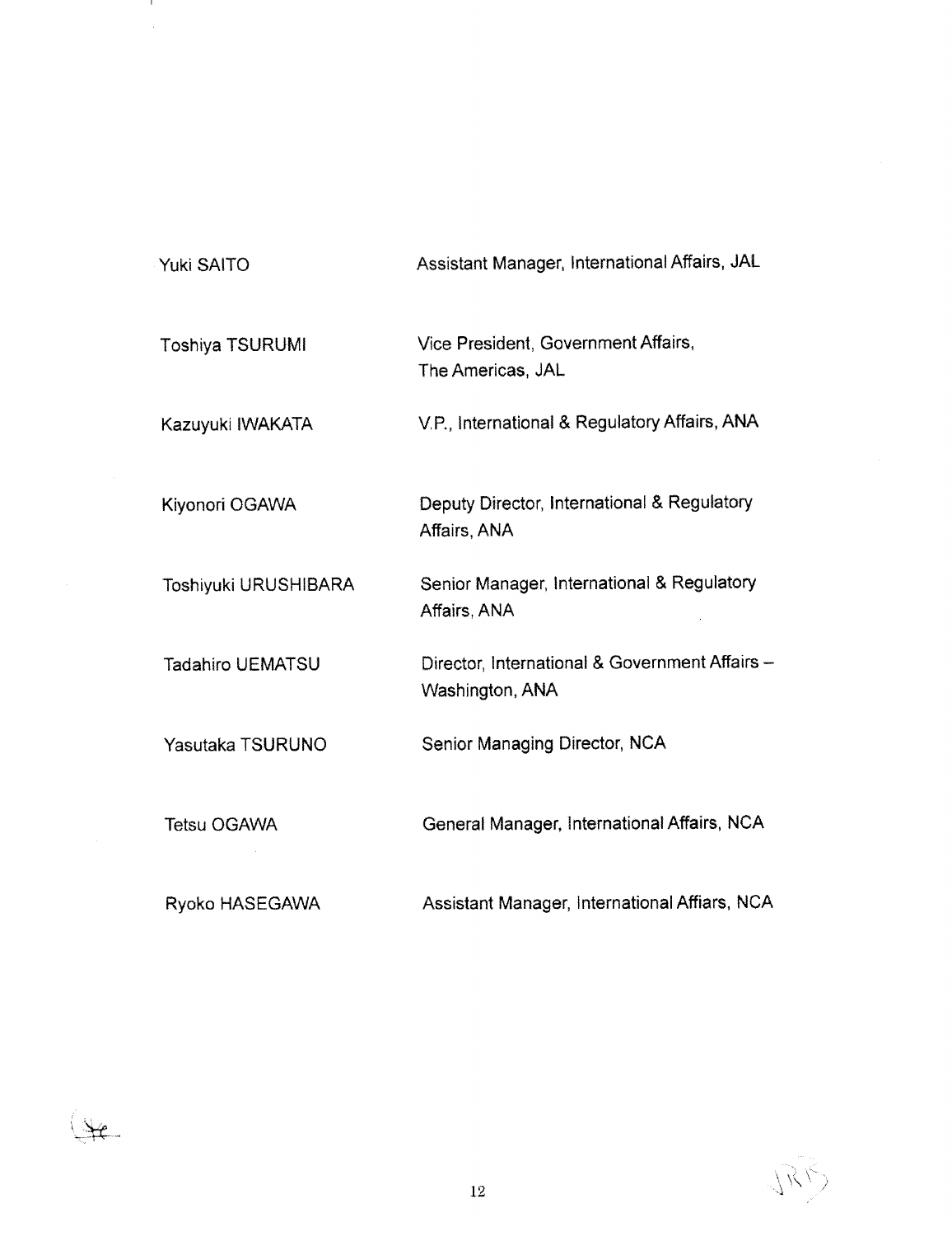| | |
|---|---|
| Yuki SAITO | Assistant Manager, International Affairs, JAL |
| Toshiya TSURUMI | Vice President, Government Affairs, The Americas, JAL |
| Kazuyuki IWAKATA | V.P., International & Regulatory Affairs, ANA |
| Kiyonori OGAWA | Deputy Director, International & Regulatory Affairs, ANA |
| Toshiyuki URUSHIBARA | Senior Manager, International & Regulatory Affairs, ANA |
| Tadahiro UEMATSU | Director, International & Government Affairs – Washington, ANA |
| Yasutaka TSURUNO | Senior Managing Director, NCA |
| Tetsu OGAWA | General Manager, International Affairs, NCA |
| Ryoko HASEGAWA | Assistant Manager, International Affiars, NCA |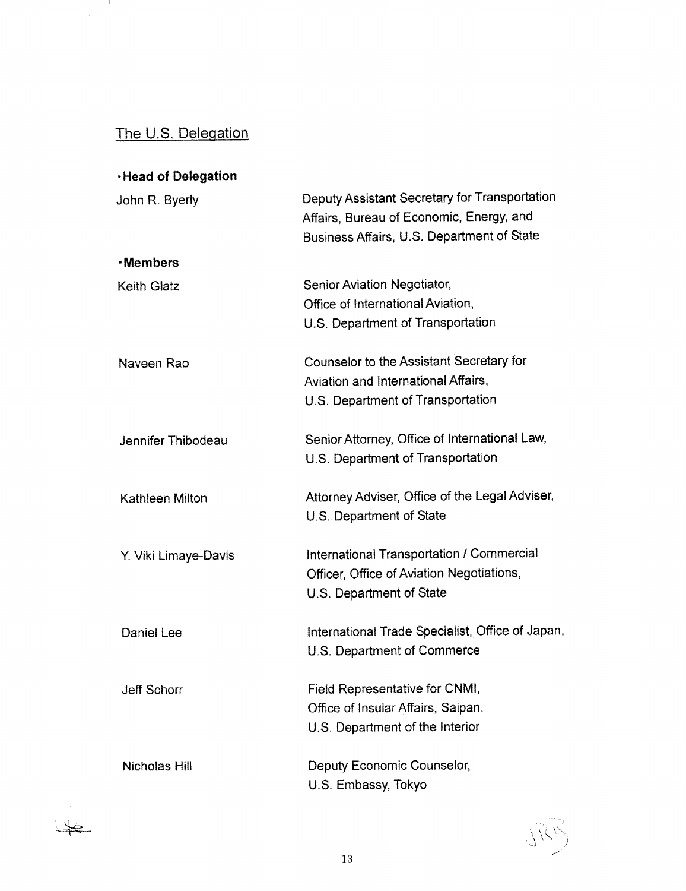## The U.S. Delegation

**·Head of Delegation**

John R. Byerly — Deputy Assistant Secretary for Transportation Affairs, Bureau of Economic, Energy, and Business Affairs, U.S. Department of State

**·Members**

Keith Glatz — Senior Aviation Negotiator, Office of International Aviation, U.S. Department of Transportation

Naveen Rao — Counselor to the Assistant Secretary for Aviation and International Affairs, U.S. Department of Transportation

Jennifer Thibodeau — Senior Attorney, Office of International Law, U.S. Department of Transportation

Kathleen Milton — Attorney Adviser, Office of the Legal Adviser, U.S. Department of State

Y. Viki Limaye-Davis — International Transportation / Commercial Officer, Office of Aviation Negotiations, U.S. Department of State

Daniel Lee — International Trade Specialist, Office of Japan, U.S. Department of Commerce

Jeff Schorr — Field Representative for CNMI, Office of Insular Affairs, Saipan, U.S. Department of the Interior

Nicholas Hill — Deputy Economic Counselor, U.S. Embassy, Tokyo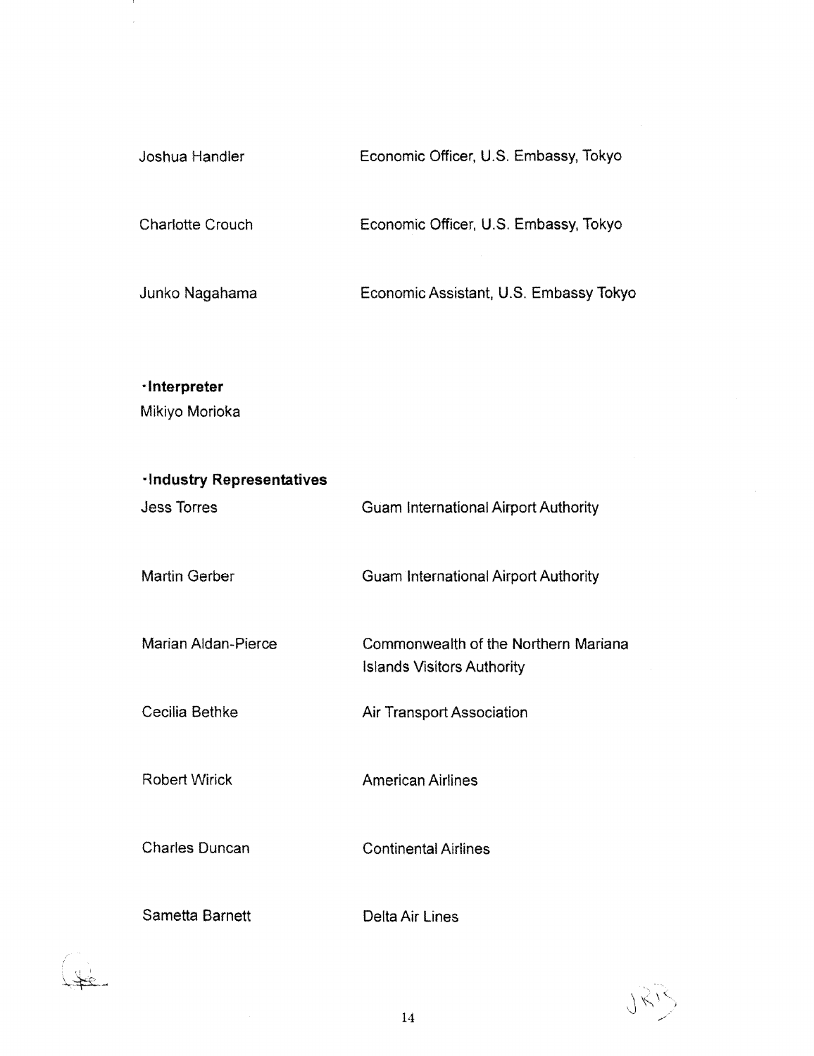| | |
|---|---|
| Joshua Handler | Economic Officer, U.S. Embassy, Tokyo |
| Charlotte Crouch | Economic Officer, U.S. Embassy, Tokyo |
| Junko Nagahama | Economic Assistant, U.S. Embassy Tokyo |

**·Interpreter**

Mikiyo Morioka

**·Industry Representatives**

| | |
|---|---|
| Jess Torres | Guam International Airport Authority |
| Martin Gerber | Guam International Airport Authority |
| Marian Aldan-Pierce | Commonwealth of the Northern Mariana Islands Visitors Authority |
| Cecilia Bethke | Air Transport Association |
| Robert Wirick | American Airlines |
| Charles Duncan | Continental Airlines |
| Sametta Barnett | Delta Air Lines |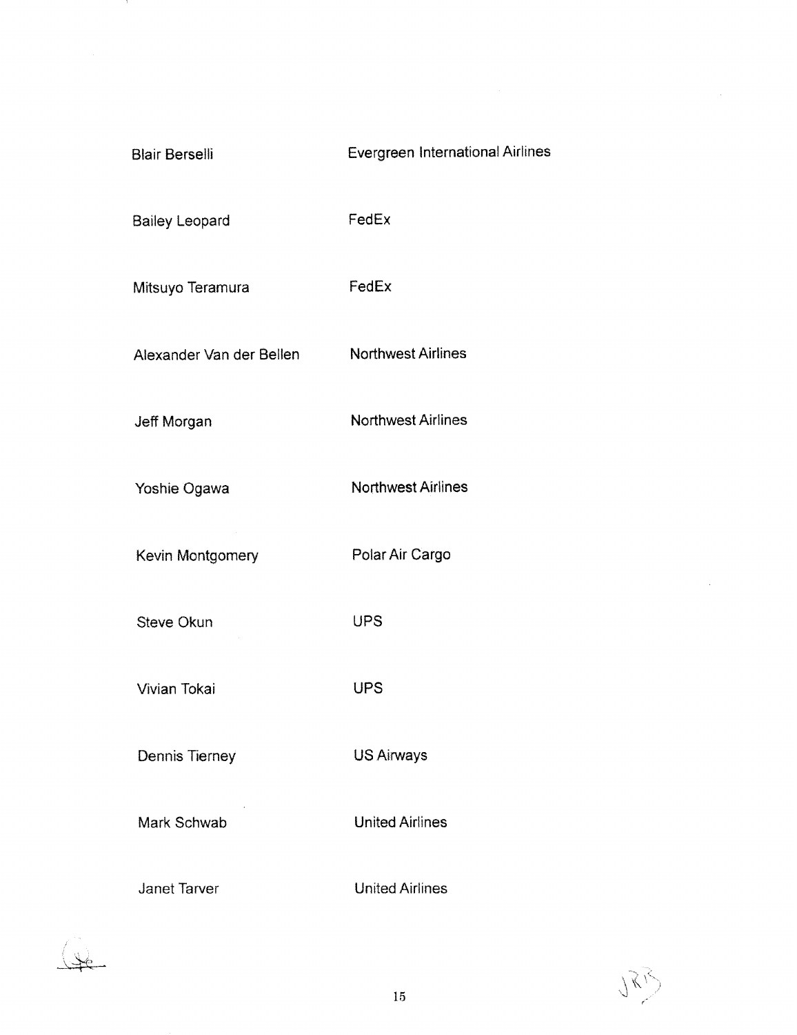| | |
|---|---|
| Blair Berselli | Evergreen International Airlines |
| Bailey Leopard | FedEx |
| Mitsuyo Teramura | FedEx |
| Alexander Van der Bellen | Northwest Airlines |
| Jeff Morgan | Northwest Airlines |
| Yoshie Ogawa | Northwest Airlines |
| Kevin Montgomery | Polar Air Cargo |
| Steve Okun | UPS |
| Vivian Tokai | UPS |
| Dennis Tierney | US Airways |
| Mark Schwab | United Airlines |
| Janet Tarver | United Airlines |